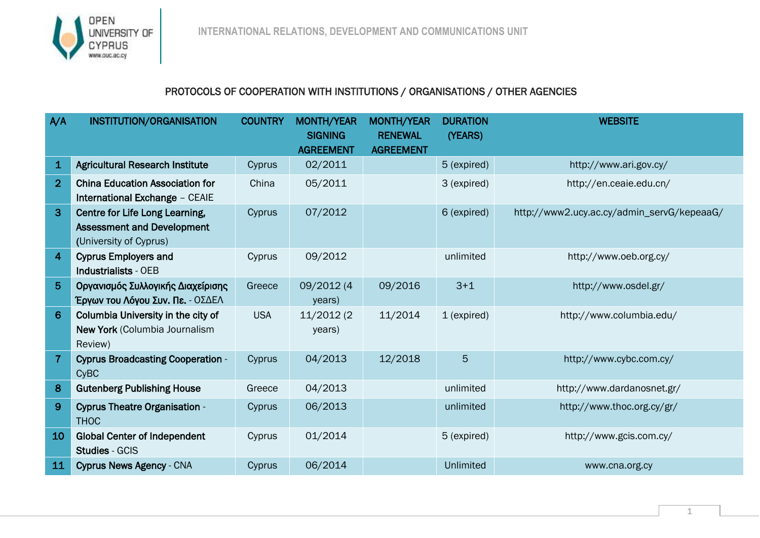INTERNATIONAL RELATIONS, DEVELOPMENT AND COMMUNICATIONS UNIT

## PROTOCOLS OF COOPERATION WITH INSTITUTIONS / ORGANISATIONS / OTHER AGENCIES

| A/A | INSTITUTION/ORGANISATION | COUNTRY | MONTH/YEAR SIGNING AGREEMENT | MONTH/YEAR RENEWAL AGREEMENT | DURATION (YEARS) | WEBSITE |
|---|---|---|---|---|---|---|
| 1 | **Agricultural Research Institute** | Cyprus | 02/2011 | | 5 (expired) | http://www.ari.gov.cy/ |
| 2 | **China Education Association for International Exchange** – CEAIE | China | 05/2011 | | 3 (expired) | http://en.ceaie.edu.cn/ |
| 3 | **Centre for Life Long Learning, Assessment and Development** (University of Cyprus) | Cyprus | 07/2012 | | 6 (expired) | http://www2.ucy.ac.cy/admin_servG/kepeaaG/ |
| 4 | **Cyprus Employers and Industrialists** - OEB | Cyprus | 09/2012 | | unlimited | http://www.oeb.org.cy/ |
| 5 | **Οργανισμός Συλλογικής Διαχείρισης Έργων του Λόγου Συν. Πε.** - ΟΣΔΕΛ | Greece | 09/2012 (4 years) | 09/2016 | 3+1 | http://www.osdel.gr/ |
| 6 | **Columbia University in the city of New York** (Columbia Journalism Review) | USA | 11/2012 (2 years) | 11/2014 | 1 (expired) | http://www.columbia.edu/ |
| 7 | **Cyprus Broadcasting Cooperation** - CyBC | Cyprus | 04/2013 | 12/2018 | 5 | http://www.cybc.com.cy/ |
| 8 | **Gutenberg Publishing House** | Greece | 04/2013 | | unlimited | http://www.dardanosnet.gr/ |
| 9 | **Cyprus Theatre Organisation** - THOC | Cyprus | 06/2013 | | unlimited | http://www.thoc.org.cy/gr/ |
| 10 | **Global Center of Independent Studies** - GCIS | Cyprus | 01/2014 | | 5 (expired) | http://www.gcis.com.cy/ |
| 11 | **Cyprus News Agency** - CNA | Cyprus | 06/2014 | | Unlimited | www.cna.org.cy |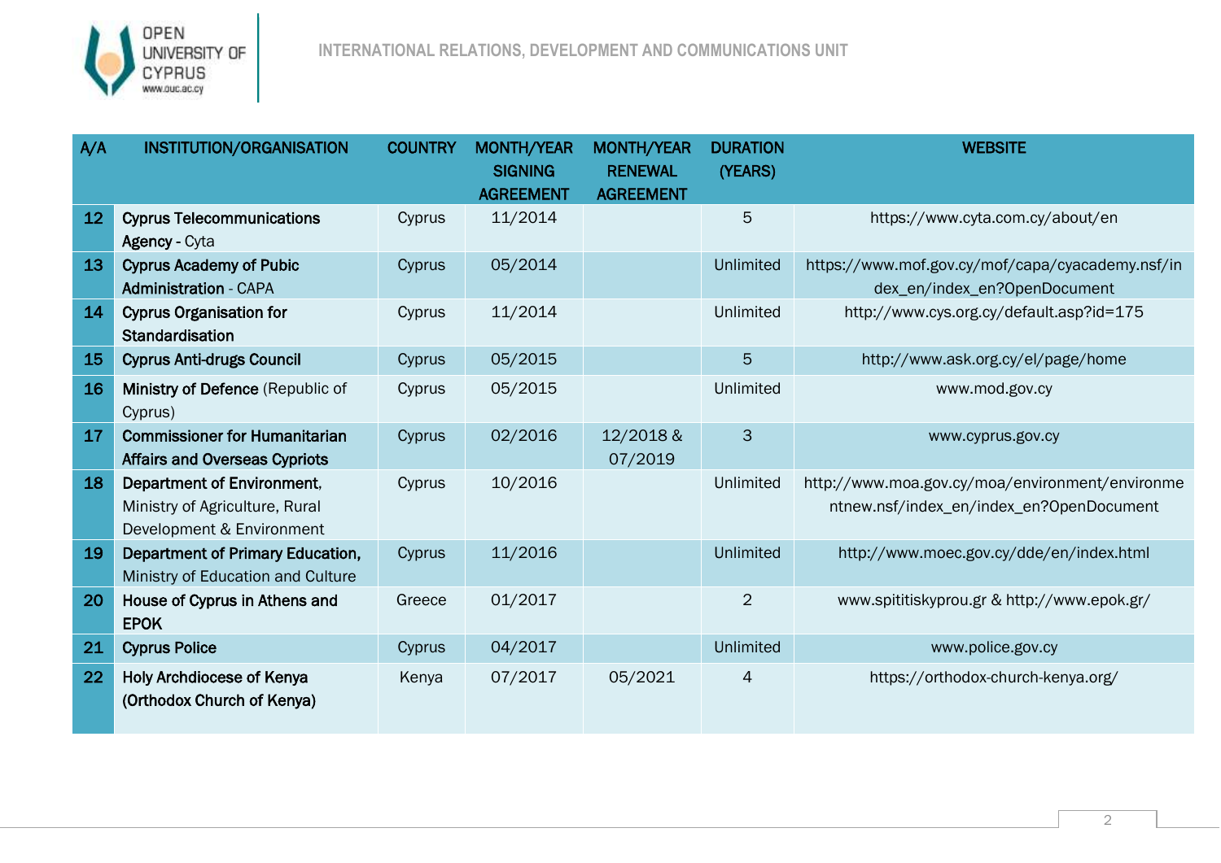| A/A | INSTITUTION/ORGANISATION | COUNTRY | MONTH/YEAR SIGNING AGREEMENT | MONTH/YEAR RENEWAL AGREEMENT | DURATION (YEARS) | WEBSITE |
|---|---|---|---|---|---|---|
| 12 | **Cyprus Telecommunications Agency** - Cyta | Cyprus | 11/2014 | | 5 | https://www.cyta.com.cy/about/en |
| 13 | **Cyprus Academy of Pubic Administration** - CAPA | Cyprus | 05/2014 | | Unlimited | https://www.mof.gov.cy/mof/capa/cyacademy.nsf/index_en/index_en?OpenDocument |
| 14 | **Cyprus Organisation for Standardisation** | Cyprus | 11/2014 | | Unlimited | http://www.cys.org.cy/default.asp?id=175 |
| 15 | **Cyprus Anti-drugs Council** | Cyprus | 05/2015 | | 5 | http://www.ask.org.cy/el/page/home |
| 16 | **Ministry of Defence** (Republic of Cyprus) | Cyprus | 05/2015 | | Unlimited | www.mod.gov.cy |
| 17 | **Commissioner for Humanitarian Affairs and Overseas Cypriots** | Cyprus | 02/2016 | 12/2018 & 07/2019 | 3 | www.cyprus.gov.cy |
| 18 | **Department of Environment,** Ministry of Agriculture, Rural Development & Environment | Cyprus | 10/2016 | | Unlimited | http://www.moa.gov.cy/moa/environment/environmentnew.nsf/index_en/index_en?OpenDocument |
| 19 | **Department of Primary Education,** Ministry of Education and Culture | Cyprus | 11/2016 | | Unlimited | http://www.moec.gov.cy/dde/en/index.html |
| 20 | **House of Cyprus in Athens and EPOK** | Greece | 01/2017 | | 2 | www.spititiskyprou.gr & http://www.epok.gr/ |
| 21 | **Cyprus Police** | Cyprus | 04/2017 | | Unlimited | www.police.gov.cy |
| 22 | **Holy Archdiocese of Kenya (Orthodox Church of Kenya)** | Kenya | 07/2017 | 05/2021 | 4 | https://orthodox-church-kenya.org/ |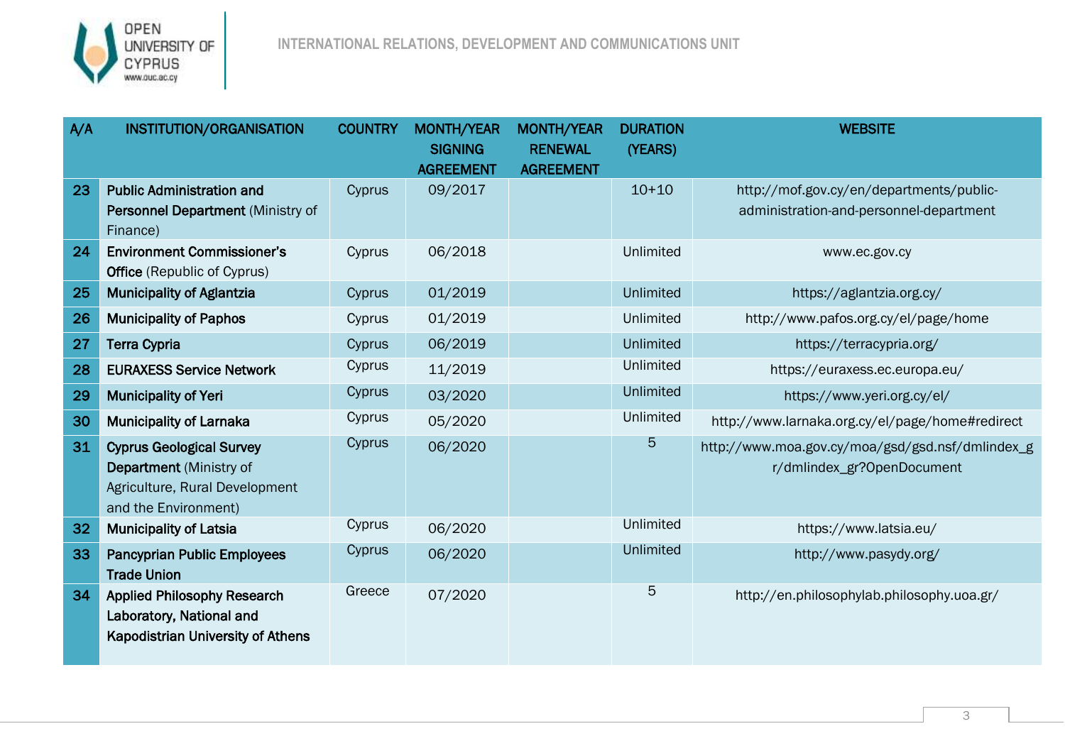| A/A | INSTITUTION/ORGANISATION | COUNTRY | MONTH/YEAR SIGNING AGREEMENT | MONTH/YEAR RENEWAL AGREEMENT | DURATION (YEARS) | WEBSITE |
|---|---|---|---|---|---|---|
| 23 | **Public Administration and Personnel Department** (Ministry of Finance) | Cyprus | 09/2017 | | 10+10 | http://mof.gov.cy/en/departments/public-administration-and-personnel-department |
| 24 | **Environment Commissioner's Office** (Republic of Cyprus) | Cyprus | 06/2018 | | Unlimited | www.ec.gov.cy |
| 25 | **Municipality of Aglantzia** | Cyprus | 01/2019 | | Unlimited | https://aglantzia.org.cy/ |
| 26 | **Municipality of Paphos** | Cyprus | 01/2019 | | Unlimited | http://www.pafos.org.cy/el/page/home |
| 27 | **Terra Cypria** | Cyprus | 06/2019 | | Unlimited | https://terracypria.org/ |
| 28 | **EURAXESS Service Network** | Cyprus | 11/2019 | | Unlimited | https://euraxess.ec.europa.eu/ |
| 29 | **Municipality of Yeri** | Cyprus | 03/2020 | | Unlimited | https://www.yeri.org.cy/el/ |
| 30 | **Municipality of Larnaka** | Cyprus | 05/2020 | | Unlimited | http://www.larnaka.org.cy/el/page/home#redirect |
| 31 | **Cyprus Geological Survey Department** (Ministry of Agriculture, Rural Development and the Environment) | Cyprus | 06/2020 | | 5 | http://www.moa.gov.cy/moa/gsd/gsd.nsf/dmlindex_gr/dmlindex_gr?OpenDocument |
| 32 | **Municipality of Latsia** | Cyprus | 06/2020 | | Unlimited | https://www.latsia.eu/ |
| 33 | **Pancyprian Public Employees Trade Union** | Cyprus | 06/2020 | | Unlimited | http://www.pasydy.org/ |
| 34 | **Applied Philosophy Research Laboratory, National and Kapodistrian University of Athens** | Greece | 07/2020 | | 5 | http://en.philosophylab.philosophy.uoa.gr/ |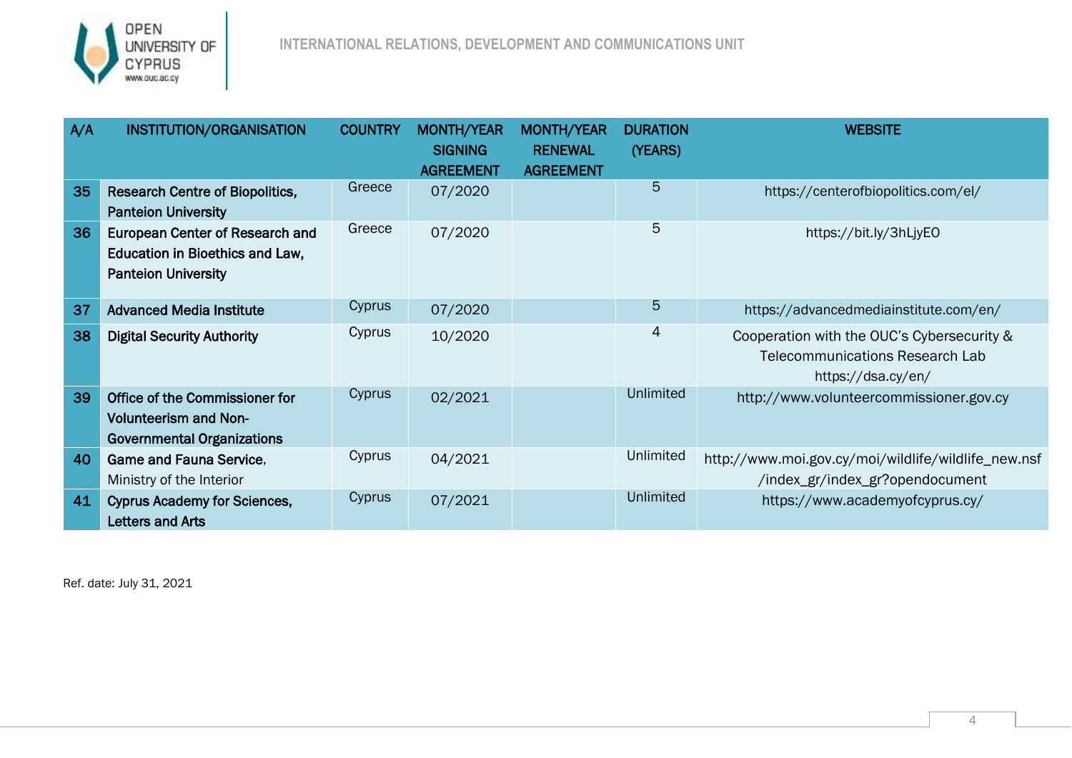| A/A | INSTITUTION/ORGANISATION | COUNTRY | MONTH/YEAR SIGNING AGREEMENT | MONTH/YEAR RENEWAL AGREEMENT | DURATION (YEARS) | WEBSITE |
|---|---|---|---|---|---|---|
| 35 | **Research Centre of Biopolitics, Panteion University** | Greece | 07/2020 | | 5 | https://centerofbiopolitics.com/el/ |
| 36 | **European Center of Research and Education in Bioethics and Law, Panteion University** | Greece | 07/2020 | | 5 | https://bit.ly/3hLjyEO |
| 37 | **Advanced Media Institute** | Cyprus | 07/2020 | | 5 | https://advancedmediainstitute.com/en/ |
| 38 | **Digital Security Authority** | Cyprus | 10/2020 | | 4 | Cooperation with the OUC's Cybersecurity & Telecommunications Research Lab https://dsa.cy/en/ |
| 39 | **Office of the Commissioner for Volunteerism and Non-Governmental Organizations** | Cyprus | 02/2021 | | Unlimited | http://www.volunteercommissioner.gov.cy |
| 40 | **Game and Fauna Service**, Ministry of the Interior | Cyprus | 04/2021 | | Unlimited | http://www.moi.gov.cy/moi/wildlife/wildlife_new.nsf/index_gr/index_gr?opendocument |
| 41 | **Cyprus Academy for Sciences, Letters and Arts** | Cyprus | 07/2021 | | Unlimited | https://www.academyofcyprus.cy/ |

Ref. date: July 31, 2021